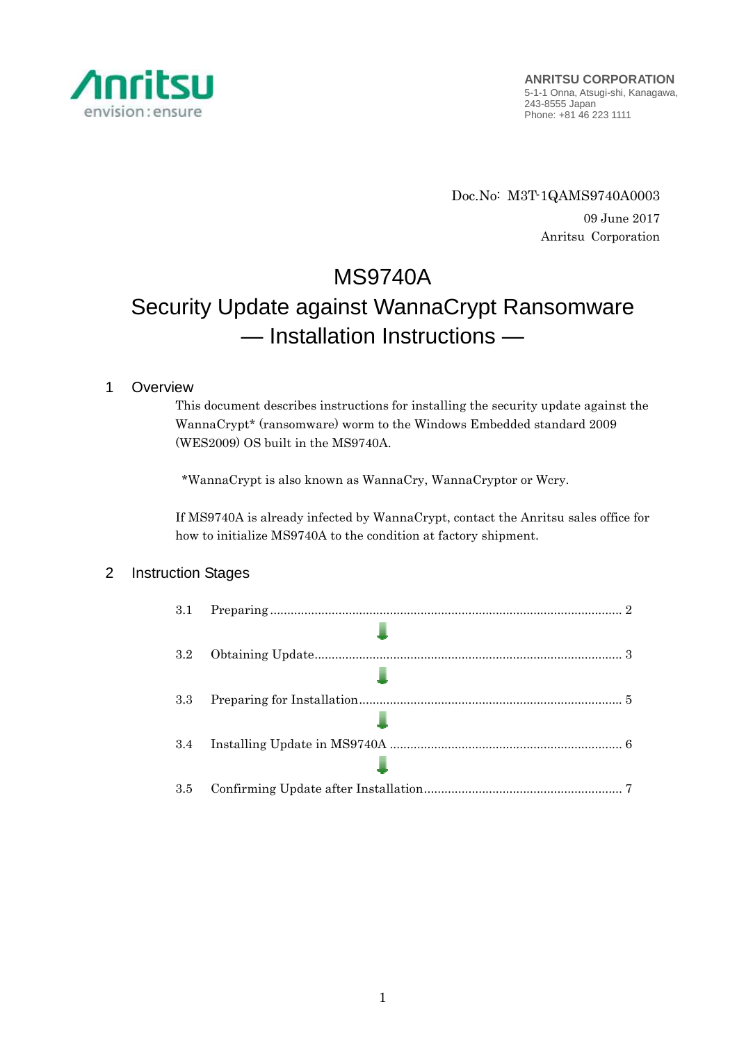Anritsu
envision : ensure

**ANRITSU CORPORATION**
5-1-1 Onna, Atsugi-shi, Kanagawa,
243-8555 Japan
Phone: +81 46 223 1111

Doc.No: M3T-1QAMS9740A0003
09 June 2017
Anritsu Corporation

# MS9740A
# Security Update against WannaCrypt Ransomware
# — Installation Instructions —

## 1 Overview

This document describes instructions for installing the security update against the WannaCrypt* (ransomware) worm to the Windows Embedded standard 2009 (WES2009) OS built in the MS9740A.

*WannaCrypt is also known as WannaCry, WannaCryptor or Wcry.

If MS9740A is already infected by WannaCrypt, contact the Anritsu sales office for how to initialize MS9740A to the condition at factory shipment.

## 2 Instruction Stages

3.1 Preparing .................................................................................................... 2

↓

3.2 Obtaining Update........................................................................................ 3

↓

3.3 Preparing for Installation............................................................................ 5

↓

3.4 Installing Update in MS9740A .................................................................... 6

↓

3.5 Confirming Update after Installation.......................................................... 7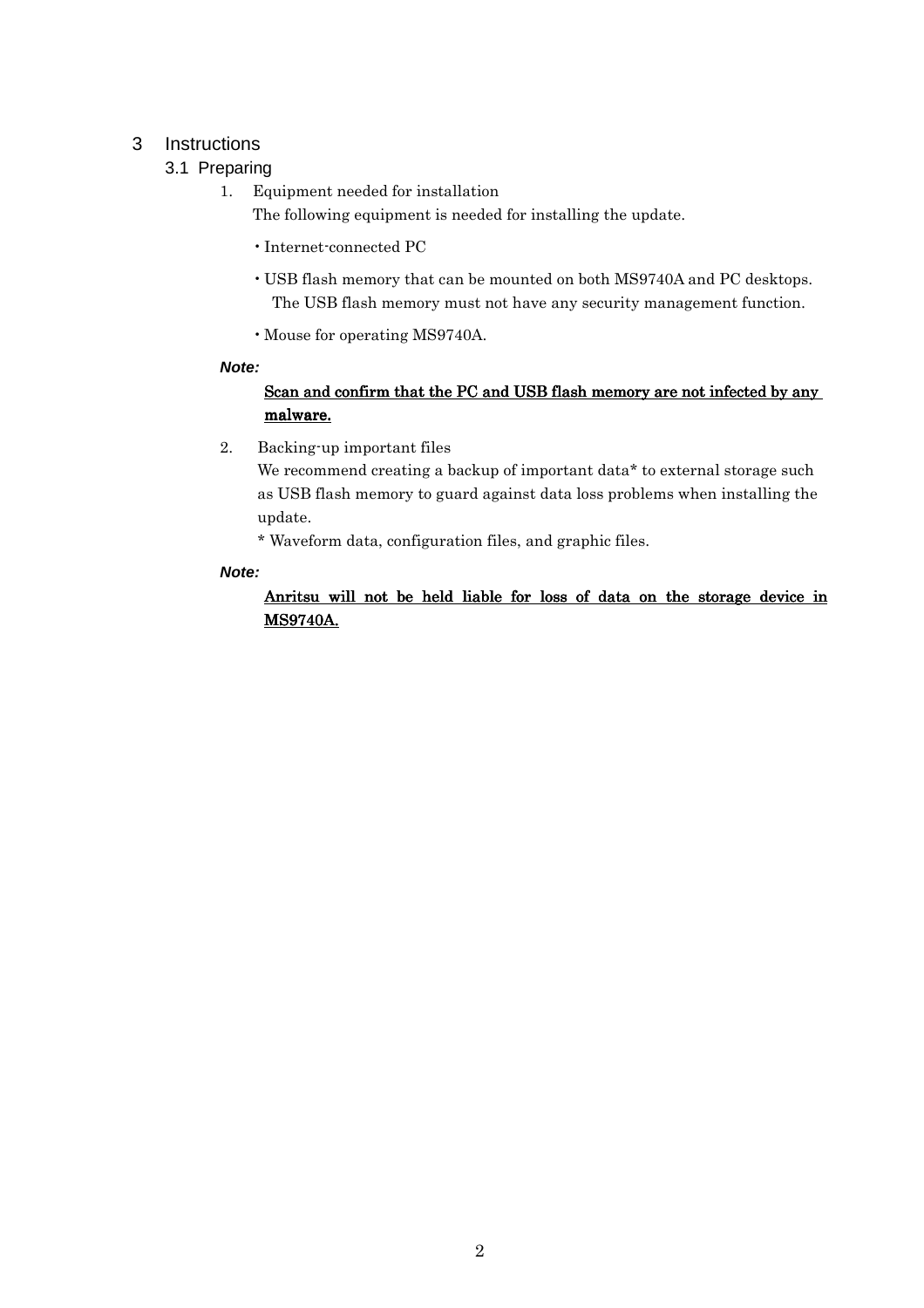# 3 Instructions

## 3.1 Preparing

1. Equipment needed for installation
   The following equipment is needed for installing the update.

   ・Internet-connected PC

   ・USB flash memory that can be mounted on both MS9740A and PC desktops.
   The USB flash memory must not have any security management function.

   ・Mouse for operating MS9740A.

***Note:***

<u>**Scan and confirm that the PC and USB flash memory are not infected by any malware.**</u>

2. Backing-up important files
   We recommend creating a backup of important data* to external storage such as USB flash memory to guard against data loss problems when installing the update.
   * Waveform data, configuration files, and graphic files.

***Note:***

<u>**Anritsu will not be held liable for loss of data on the storage device in MS9740A.**</u>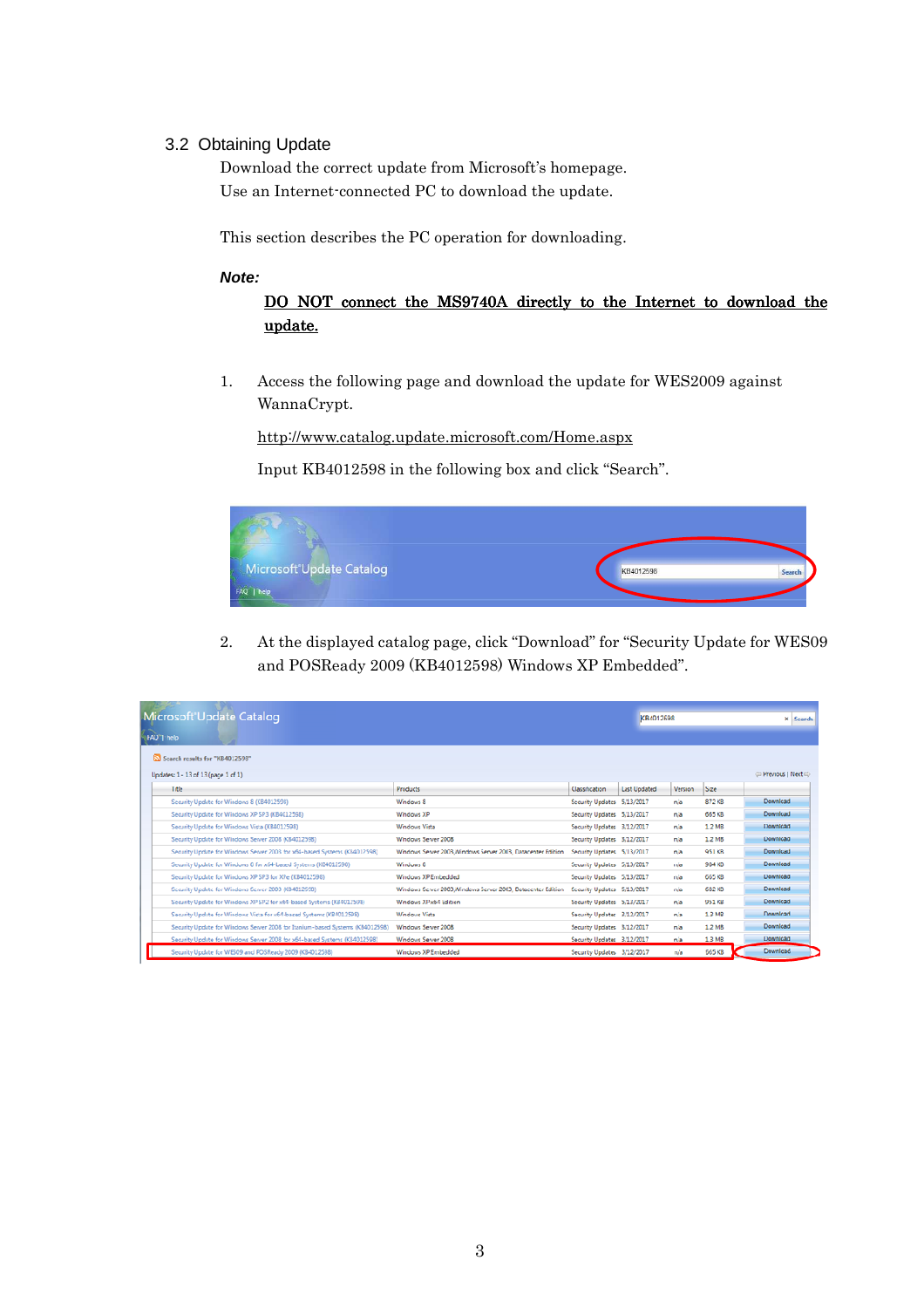## 3.2 Obtaining Update

Download the correct update from Microsoft's homepage.
Use an Internet-connected PC to download the update.

This section describes the PC operation for downloading.

***Note:***

**DO NOT connect the MS9740A directly to the Internet to download the update.**

1. Access the following page and download the update for WES2009 against WannaCrypt.

   http://www.catalog.update.microsoft.com/Home.aspx

   Input KB4012598 in the following box and click "Search".

2. At the displayed catalog page, click "Download" for "Security Update for WES09 and POSReady 2009 (KB4012598) Windows XP Embedded".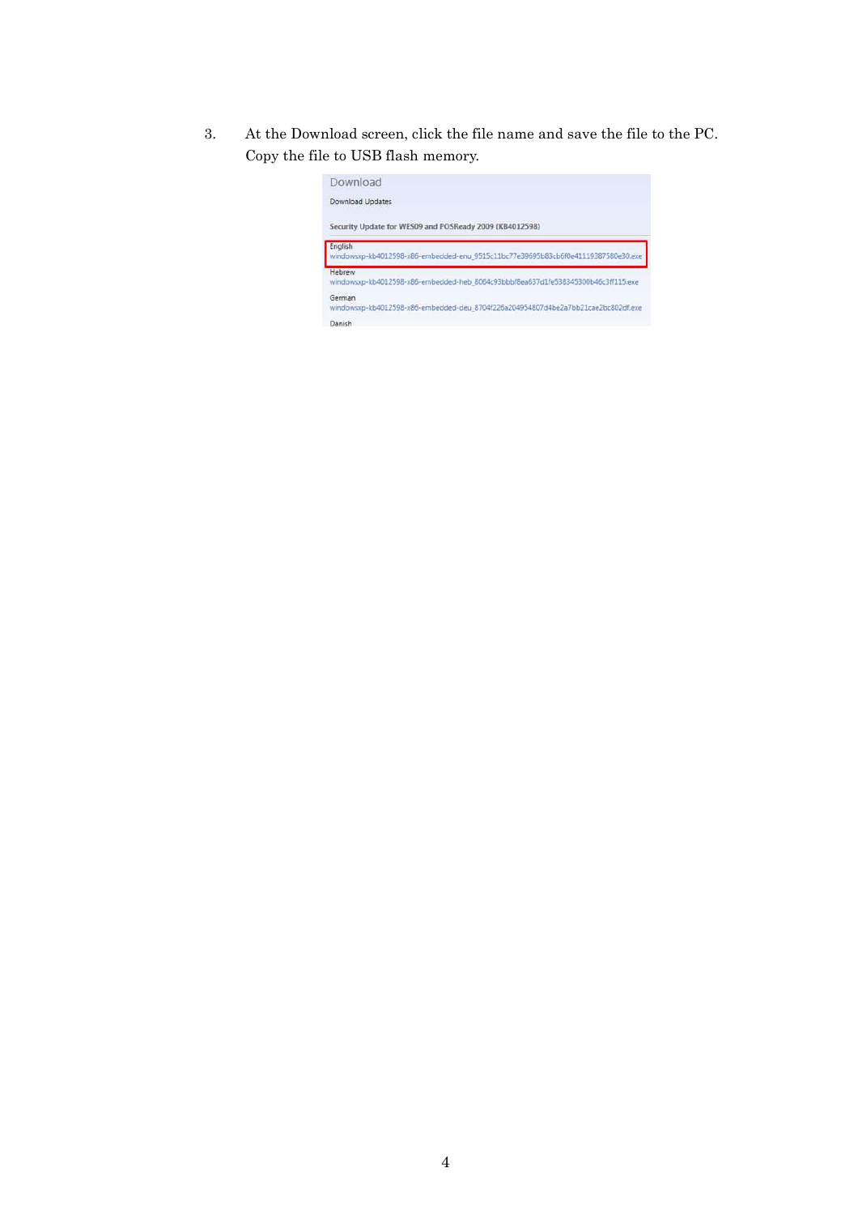3. At the Download screen, click the file name and save the file to the PC. Copy the file to USB flash memory.

Download

Download Updates

Security Update for WES09 and POSReady 2009 (KB4012598)

English
windowsxp-kb4012598-x86-embedded-enu_9515c11bc77e39695b83cb6f0e41119387580e30.exe

Hebrew
windowsxp-kb4012598-x86-embedded-heb_8064c93bbbf8ea637d1fe538345300b46c3ff115.exe

German
windowsxp-kb4012598-x86-embedded-deu_8704f226a204954807d4be2a7bb21cae2bc802df.exe

Danish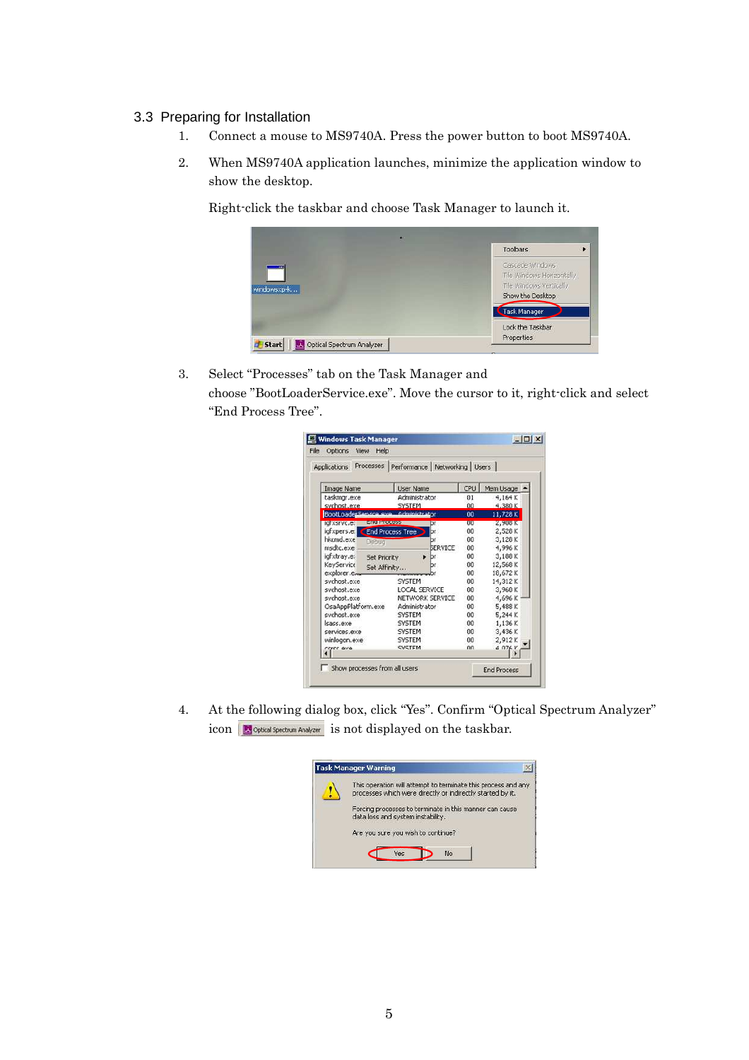### 3.3 Preparing for Installation

1. Connect a mouse to MS9740A. Press the power button to boot MS9740A.

2. When MS9740A application launches, minimize the application window to show the desktop.

   Right-click the taskbar and choose Task Manager to launch it.

3. Select “Processes” tab on the Task Manager and choose ”BootLoaderService.exe”. Move the cursor to it, right-click and select “End Process Tree”.

4. At the following dialog box, click “Yes”. Confirm “Optical Spectrum Analyzer” icon is not displayed on the taskbar.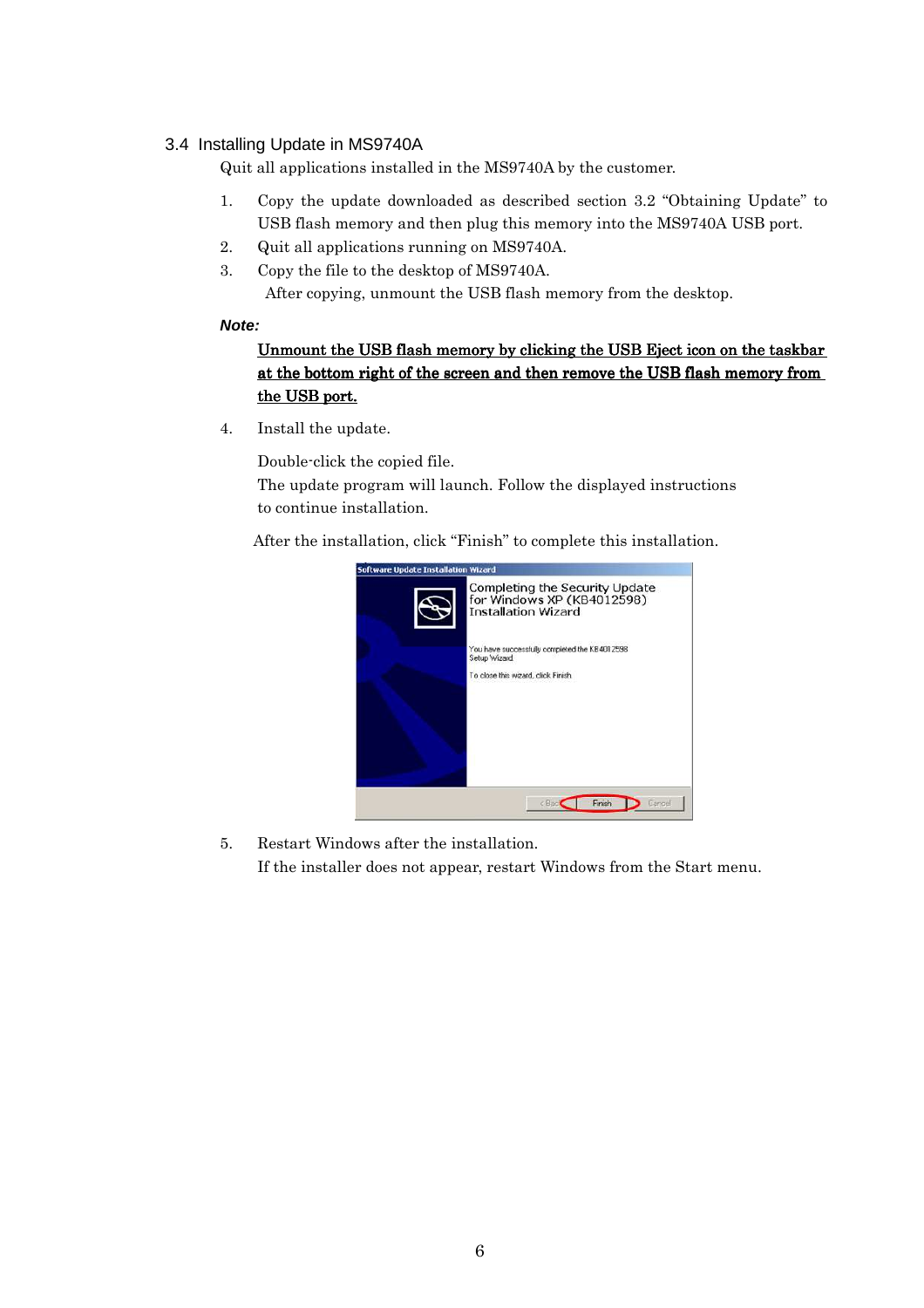## 3.4 Installing Update in MS9740A

Quit all applications installed in the MS9740A by the customer.

1. Copy the update downloaded as described section 3.2 "Obtaining Update" to USB flash memory and then plug this memory into the MS9740A USB port.
2. Quit all applications running on MS9740A.
3. Copy the file to the desktop of MS9740A.
   After copying, unmount the USB flash memory from the desktop.

***Note:***

**Unmount the USB flash memory by clicking the USB Eject icon on the taskbar at the bottom right of the screen and then remove the USB flash memory from the USB port.**

4. Install the update.

   Double-click the copied file.
   The update program will launch. Follow the displayed instructions to continue installation.

   After the installation, click "Finish" to complete this installation.

5. Restart Windows after the installation.
   If the installer does not appear, restart Windows from the Start menu.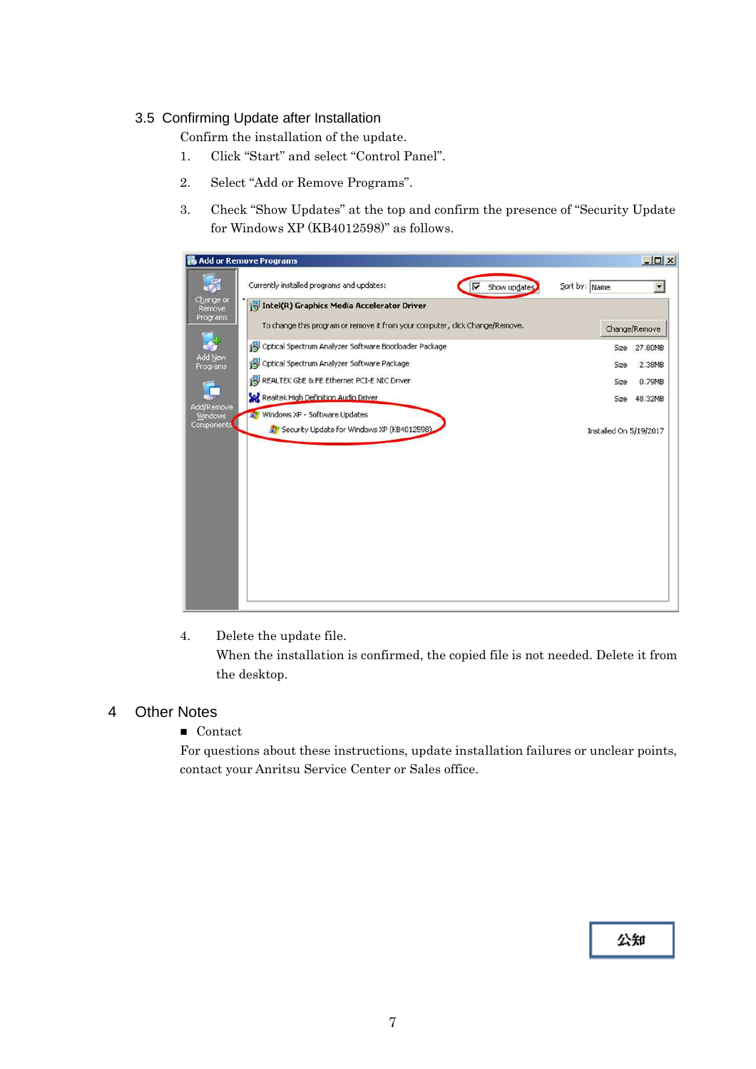## 3.5 Confirming Update after Installation

Confirm the installation of the update.

1. Click "Start" and select "Control Panel".
2. Select "Add or Remove Programs".
3. Check "Show Updates" at the top and confirm the presence of "Security Update for Windows XP (KB4012598)" as follows.

4. Delete the update file.
   When the installation is confirmed, the copied file is not needed. Delete it from the desktop.

# 4 Other Notes

■ Contact

For questions about these instructions, update installation failures or unclear points, contact your Anritsu Service Center or Sales office.

公知